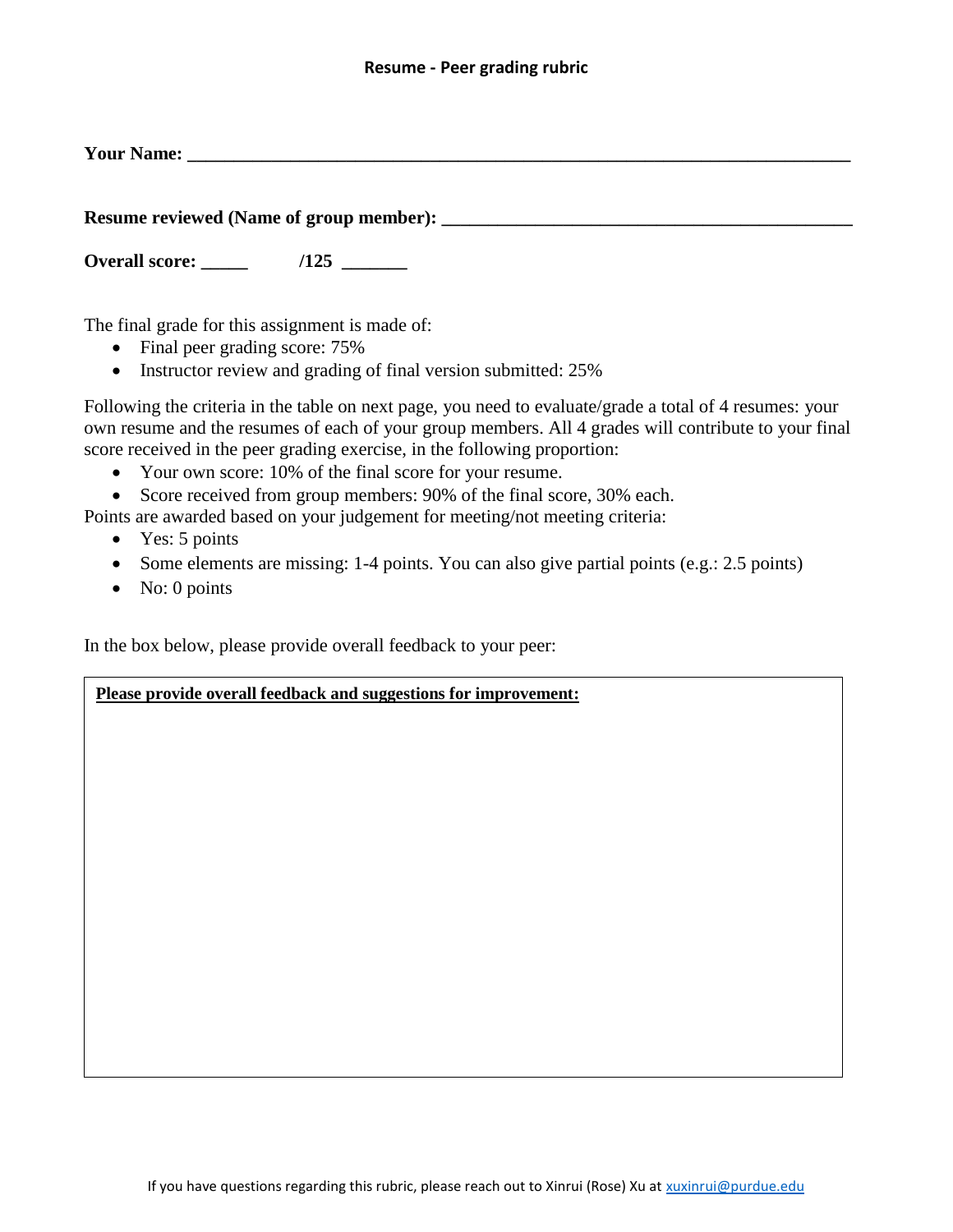# Resume - Peer grading rubric

**Your Name: ___________________________________________________________________________**

**Resume reviewed (Name of group member): _____________________________________________**

**Overall score: _____ /125 _______**

The final grade for this assignment is made of:

- Final peer grading score: 75%
- Instructor review and grading of final version submitted: 25%

Following the criteria in the table on next page, you need to evaluate/grade a total of 4 resumes: your own resume and the resumes of each of your group members. All 4 grades will contribute to your final score received in the peer grading exercise, in the following proportion:

- Your own score: 10% of the final score for your resume.
- Score received from group members: 90% of the final score, 30% each.

Points are awarded based on your judgement for meeting/not meeting criteria:

- Yes: 5 points
- Some elements are missing: 1-4 points. You can also give partial points (e.g.: 2.5 points)
- No: 0 points

In the box below, please provide overall feedback to your peer:

| **Please provide overall feedback and suggestions for improvement:** |
|---|
| |

If you have questions regarding this rubric, please reach out to Xinrui (Rose) Xu at xuxinrui@purdue.edu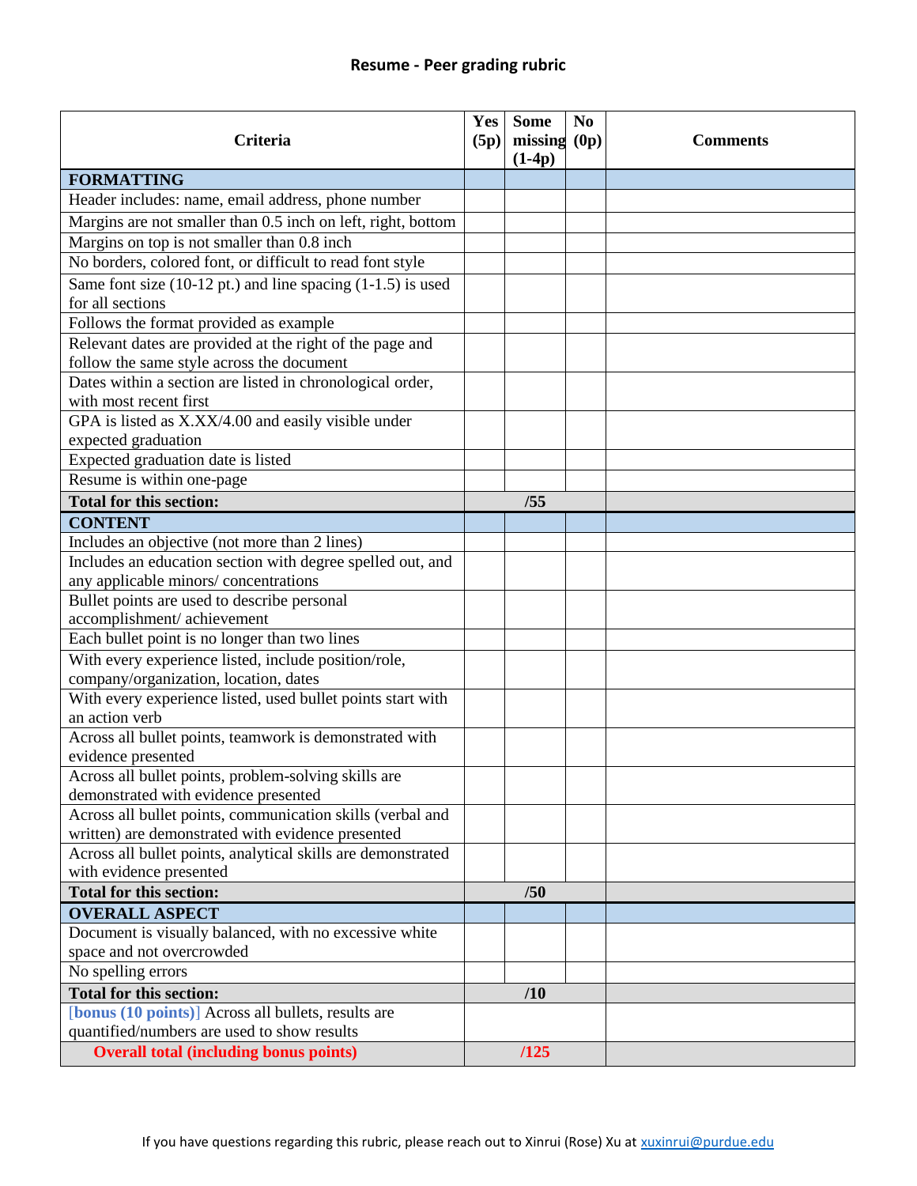## Resume - Peer grading rubric

| Criteria | Yes (5p) | Some missing (1-4p) | No (0p) | Comments |
|---|---|---|---|---|
| **FORMATTING** | | | | |
| Header includes: name, email address, phone number | | | | |
| Margins are not smaller than 0.5 inch on left, right, bottom | | | | |
| Margins on top is not smaller than 0.8 inch | | | | |
| No borders, colored font, or difficult to read font style | | | | |
| Same font size (10-12 pt.) and line spacing (1-1.5) is used for all sections | | | | |
| Follows the format provided as example | | | | |
| Relevant dates are provided at the right of the page and follow the same style across the document | | | | |
| Dates within a section are listed in chronological order, with most recent first | | | | |
| GPA is listed as X.XX/4.00 and easily visible under expected graduation | | | | |
| Expected graduation date is listed | | | | |
| Resume is within one-page | | | | |
| **Total for this section:** | | **/55** | | |
| **CONTENT** | | | | |
| Includes an objective (not more than 2 lines) | | | | |
| Includes an education section with degree spelled out, and any applicable minors/ concentrations | | | | |
| Bullet points are used to describe personal accomplishment/ achievement | | | | |
| Each bullet point is no longer than two lines | | | | |
| With every experience listed, include position/role, company/organization, location, dates | | | | |
| With every experience listed, used bullet points start with an action verb | | | | |
| Across all bullet points, teamwork is demonstrated with evidence presented | | | | |
| Across all bullet points, problem-solving skills are demonstrated with evidence presented | | | | |
| Across all bullet points, communication skills (verbal and written) are demonstrated with evidence presented | | | | |
| Across all bullet points, analytical skills are demonstrated with evidence presented | | | | |
| **Total for this section:** | | **/50** | | |
| **OVERALL ASPECT** | | | | |
| Document is visually balanced, with no excessive white space and not overcrowded | | | | |
| No spelling errors | | | | |
| **Total for this section:** | | **/10** | | |
| **[bonus (10 points)]** Across all bullets, results are quantified/numbers are used to show results | | | | |
| **Overall total (including bonus points)** | | **/125** | | |

If you have questions regarding this rubric, please reach out to Xinrui (Rose) Xu at xuxinrui@purdue.edu